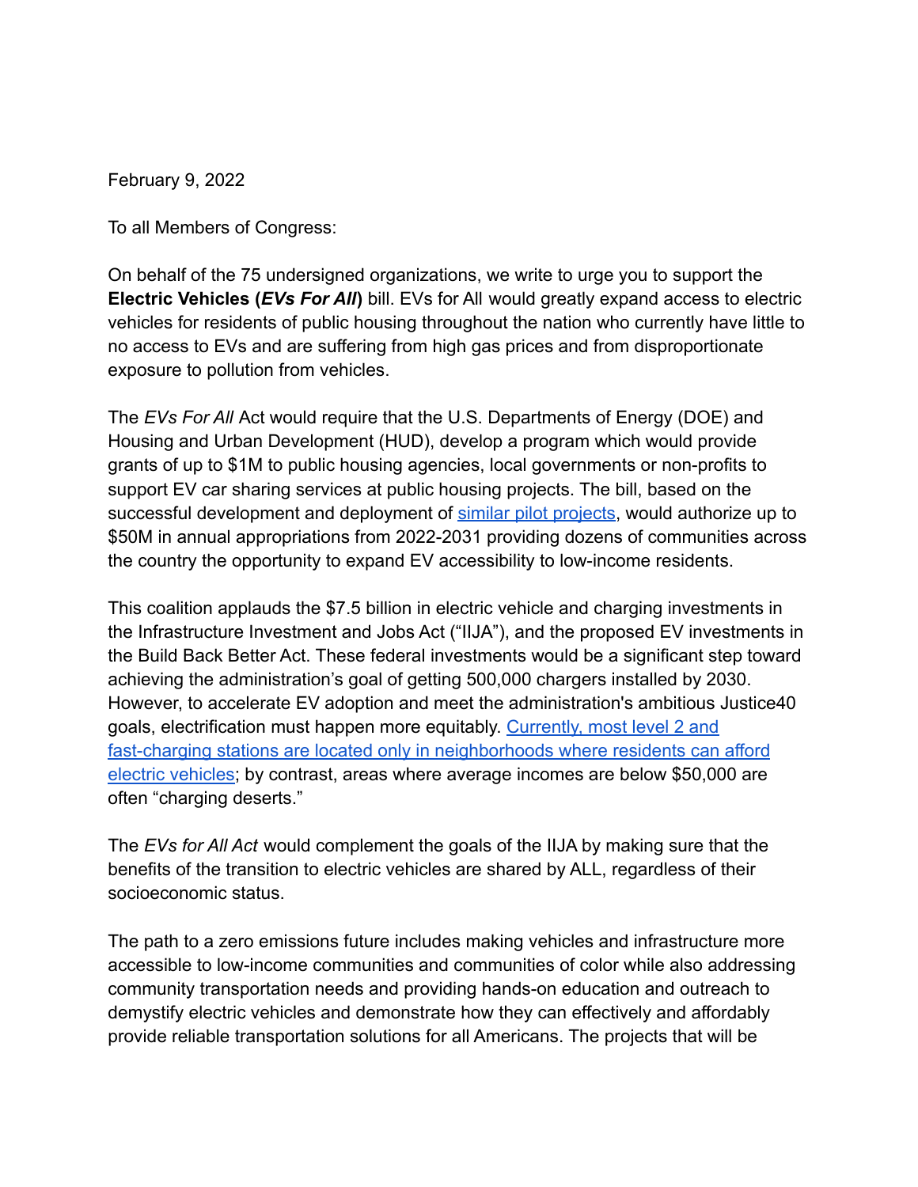February 9, 2022

To all Members of Congress:

On behalf of the 75 undersigned organizations, we write to urge you to support the **Electric Vehicles (*EVs For All*)** bill. EVs for All would greatly expand access to electric vehicles for residents of public housing throughout the nation who currently have little to no access to EVs and are suffering from high gas prices and from disproportionate exposure to pollution from vehicles.

The *EVs For All* Act would require that the U.S. Departments of Energy (DOE) and Housing and Urban Development (HUD), develop a program which would provide grants of up to $1M to public housing agencies, local governments or non-profits to support EV car sharing services at public housing projects. The bill, based on the successful development and deployment of similar pilot projects, would authorize up to $50M in annual appropriations from 2022-2031 providing dozens of communities across the country the opportunity to expand EV accessibility to low-income residents.

This coalition applauds the $7.5 billion in electric vehicle and charging investments in the Infrastructure Investment and Jobs Act ("IIJA"), and the proposed EV investments in the Build Back Better Act. These federal investments would be a significant step toward achieving the administration's goal of getting 500,000 chargers installed by 2030. However, to accelerate EV adoption and meet the administration's ambitious Justice40 goals, electrification must happen more equitably. Currently, most level 2 and fast-charging stations are located only in neighborhoods where residents can afford electric vehicles; by contrast, areas where average incomes are below $50,000 are often "charging deserts."

The *EVs for All Act* would complement the goals of the IIJA by making sure that the benefits of the transition to electric vehicles are shared by ALL, regardless of their socioeconomic status.

The path to a zero emissions future includes making vehicles and infrastructure more accessible to low-income communities and communities of color while also addressing community transportation needs and providing hands-on education and outreach to demystify electric vehicles and demonstrate how they can effectively and affordably provide reliable transportation solutions for all Americans. The projects that will be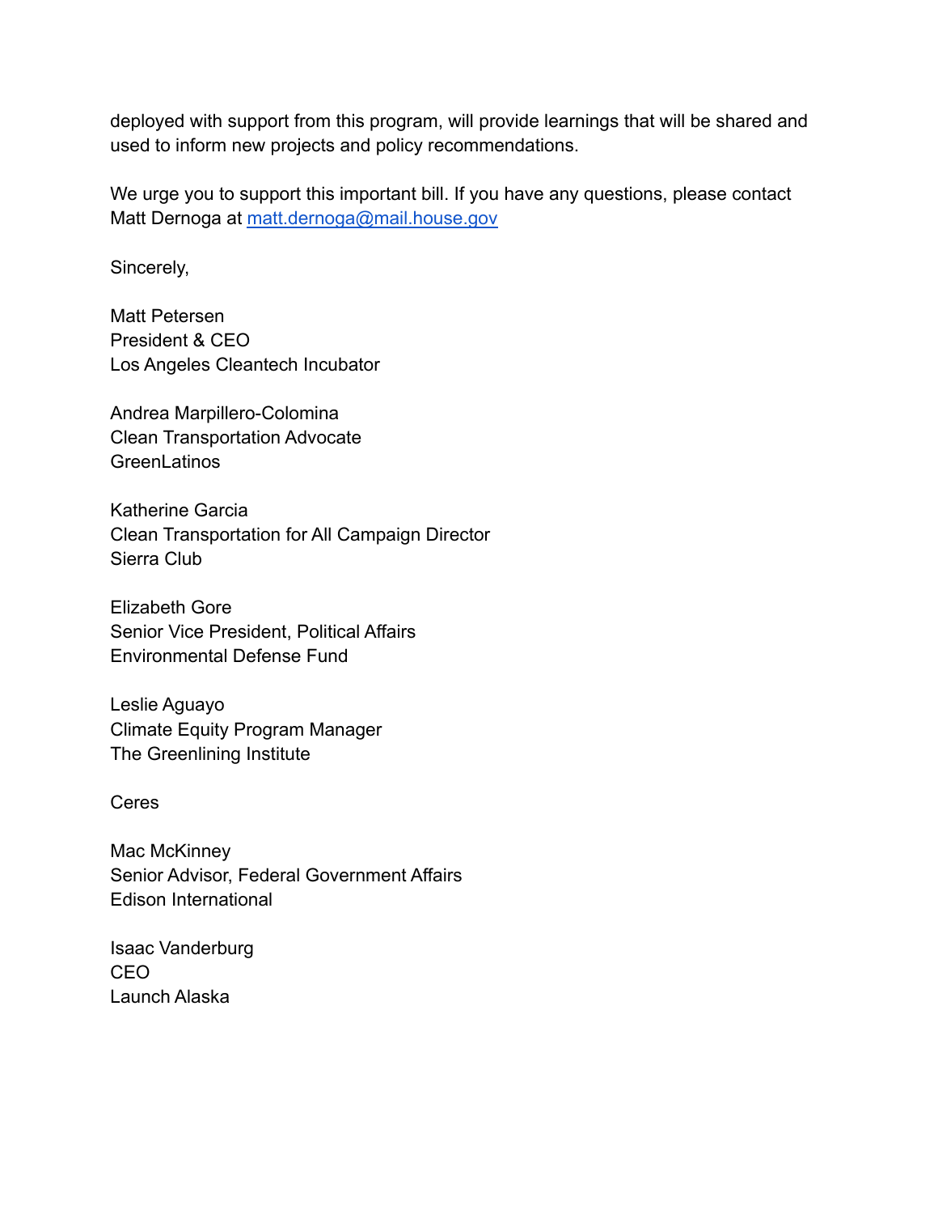deployed with support from this program, will provide learnings that will be shared and used to inform new projects and policy recommendations.

We urge you to support this important bill. If you have any questions, please contact Matt Dernoga at [matt.dernoga@mail.house.gov](mailto:matt.dernoga@mail.house.gov)

Sincerely,

Matt Petersen
President & CEO
Los Angeles Cleantech Incubator

Andrea Marpillero-Colomina
Clean Transportation Advocate
GreenLatinos

Katherine Garcia
Clean Transportation for All Campaign Director
Sierra Club

Elizabeth Gore
Senior Vice President, Political Affairs
Environmental Defense Fund

Leslie Aguayo
Climate Equity Program Manager
The Greenlining Institute

Ceres

Mac McKinney
Senior Advisor, Federal Government Affairs
Edison International

Isaac Vanderburg
CEO
Launch Alaska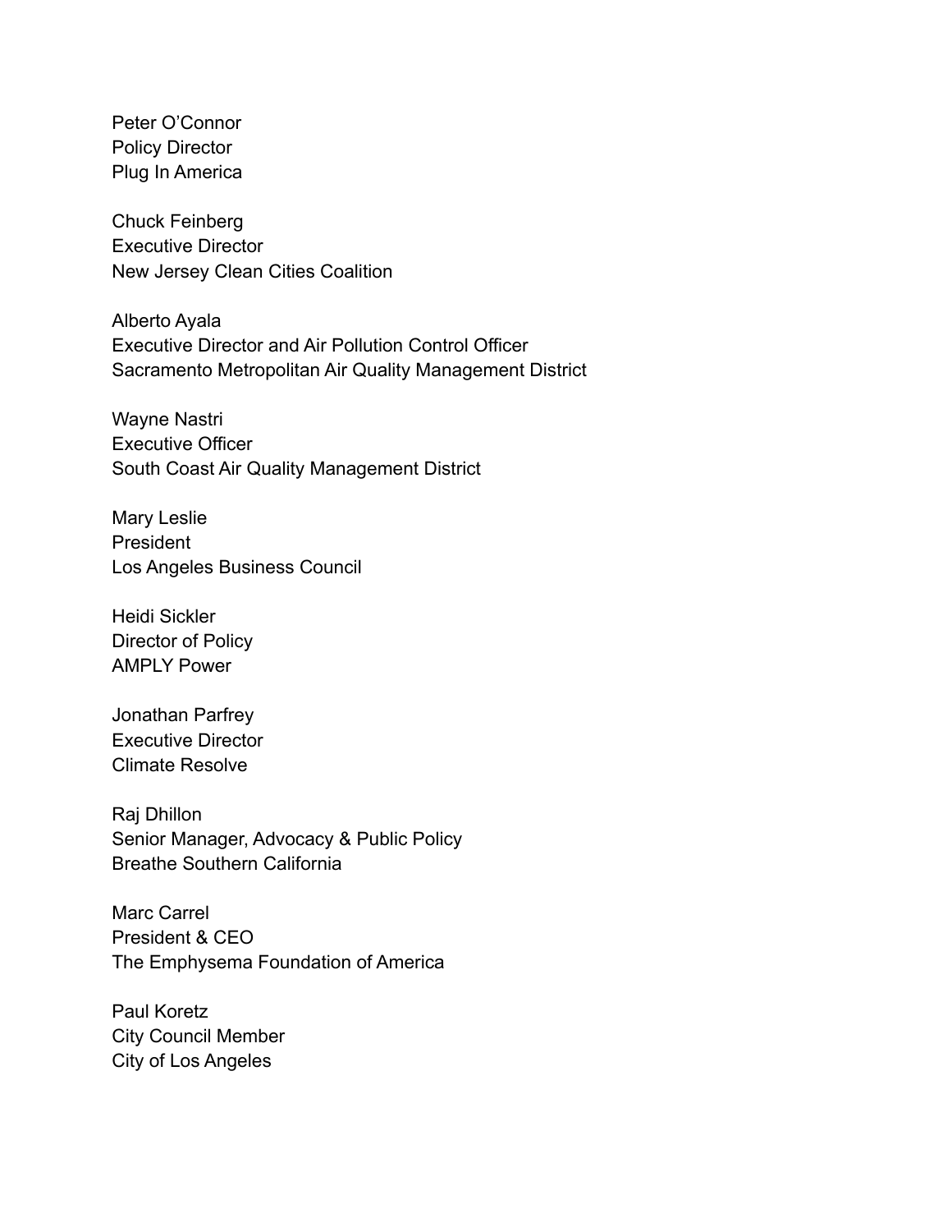Peter O'Connor
Policy Director
Plug In America

Chuck Feinberg
Executive Director
New Jersey Clean Cities Coalition

Alberto Ayala
Executive Director and Air Pollution Control Officer
Sacramento Metropolitan Air Quality Management District

Wayne Nastri
Executive Officer
South Coast Air Quality Management District

Mary Leslie
President
Los Angeles Business Council

Heidi Sickler
Director of Policy
AMPLY Power

Jonathan Parfrey
Executive Director
Climate Resolve

Raj Dhillon
Senior Manager, Advocacy & Public Policy
Breathe Southern California

Marc Carrel
President & CEO
The Emphysema Foundation of America

Paul Koretz
City Council Member
City of Los Angeles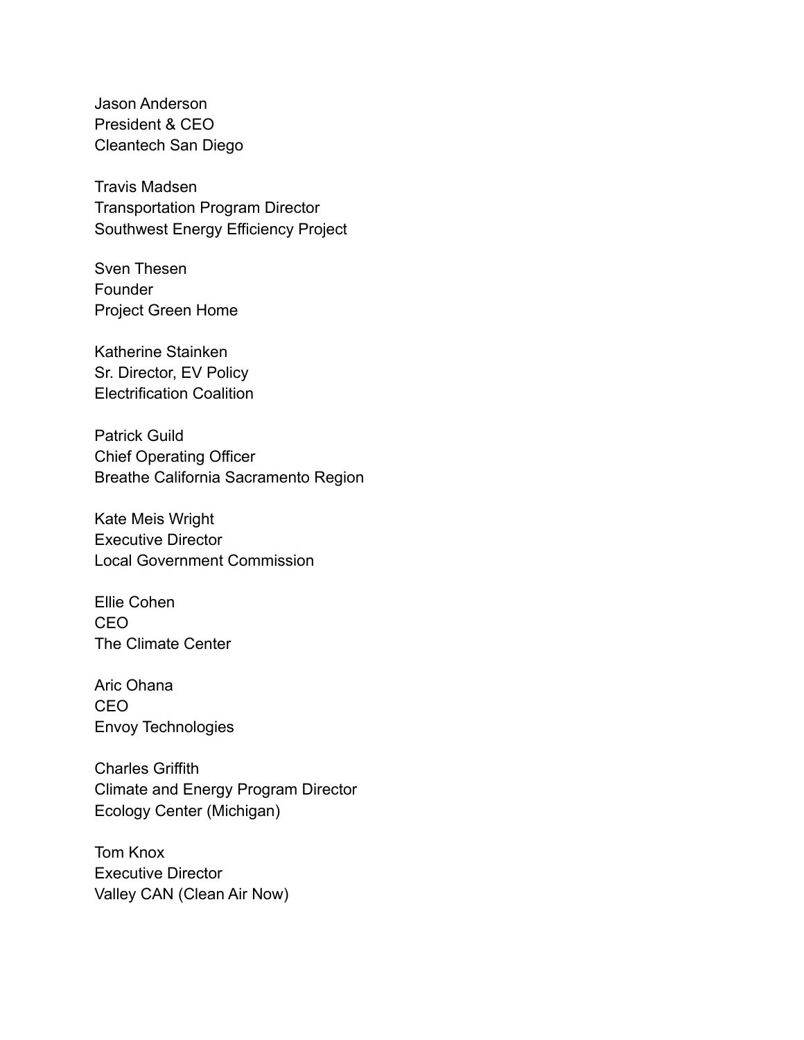Jason Anderson
President & CEO
Cleantech San Diego

Travis Madsen
Transportation Program Director
Southwest Energy Efficiency Project

Sven Thesen
Founder
Project Green Home

Katherine Stainken
Sr. Director, EV Policy
Electrification Coalition

Patrick Guild
Chief Operating Officer
Breathe California Sacramento Region

Kate Meis Wright
Executive Director
Local Government Commission

Ellie Cohen
CEO
The Climate Center

Aric Ohana
CEO
Envoy Technologies

Charles Griffith
Climate and Energy Program Director
Ecology Center (Michigan)

Tom Knox
Executive Director
Valley CAN (Clean Air Now)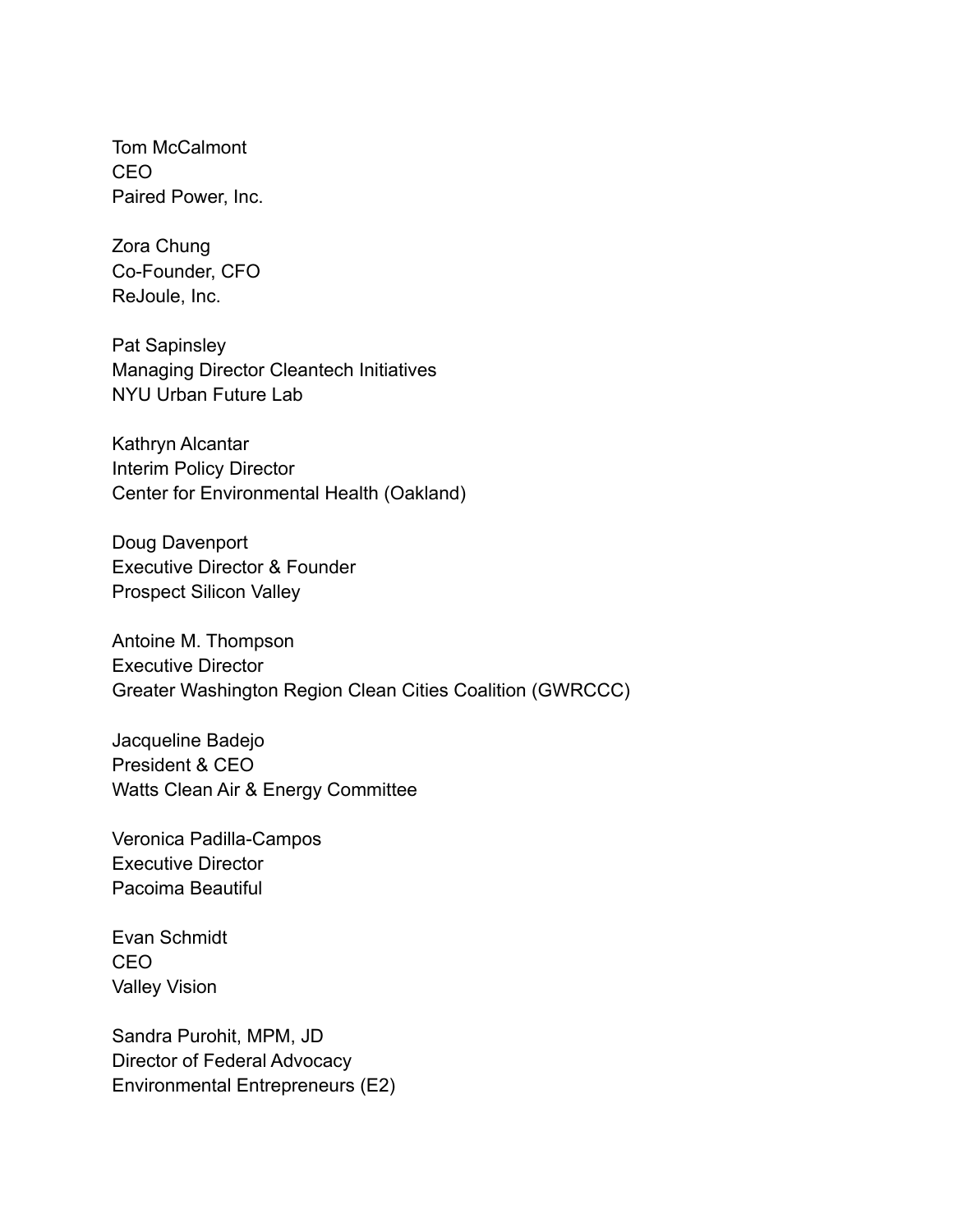Tom McCalmont
CEO
Paired Power, Inc.

Zora Chung
Co-Founder, CFO
ReJoule, Inc.

Pat Sapinsley
Managing Director Cleantech Initiatives
NYU Urban Future Lab

Kathryn Alcantar
Interim Policy Director
Center for Environmental Health (Oakland)

Doug Davenport
Executive Director & Founder
Prospect Silicon Valley

Antoine M. Thompson
Executive Director
Greater Washington Region Clean Cities Coalition (GWRCCC)

Jacqueline Badejo
President & CEO
Watts Clean Air & Energy Committee

Veronica Padilla-Campos
Executive Director
Pacoima Beautiful

Evan Schmidt
CEO
Valley Vision

Sandra Purohit, MPM, JD
Director of Federal Advocacy
Environmental Entrepreneurs (E2)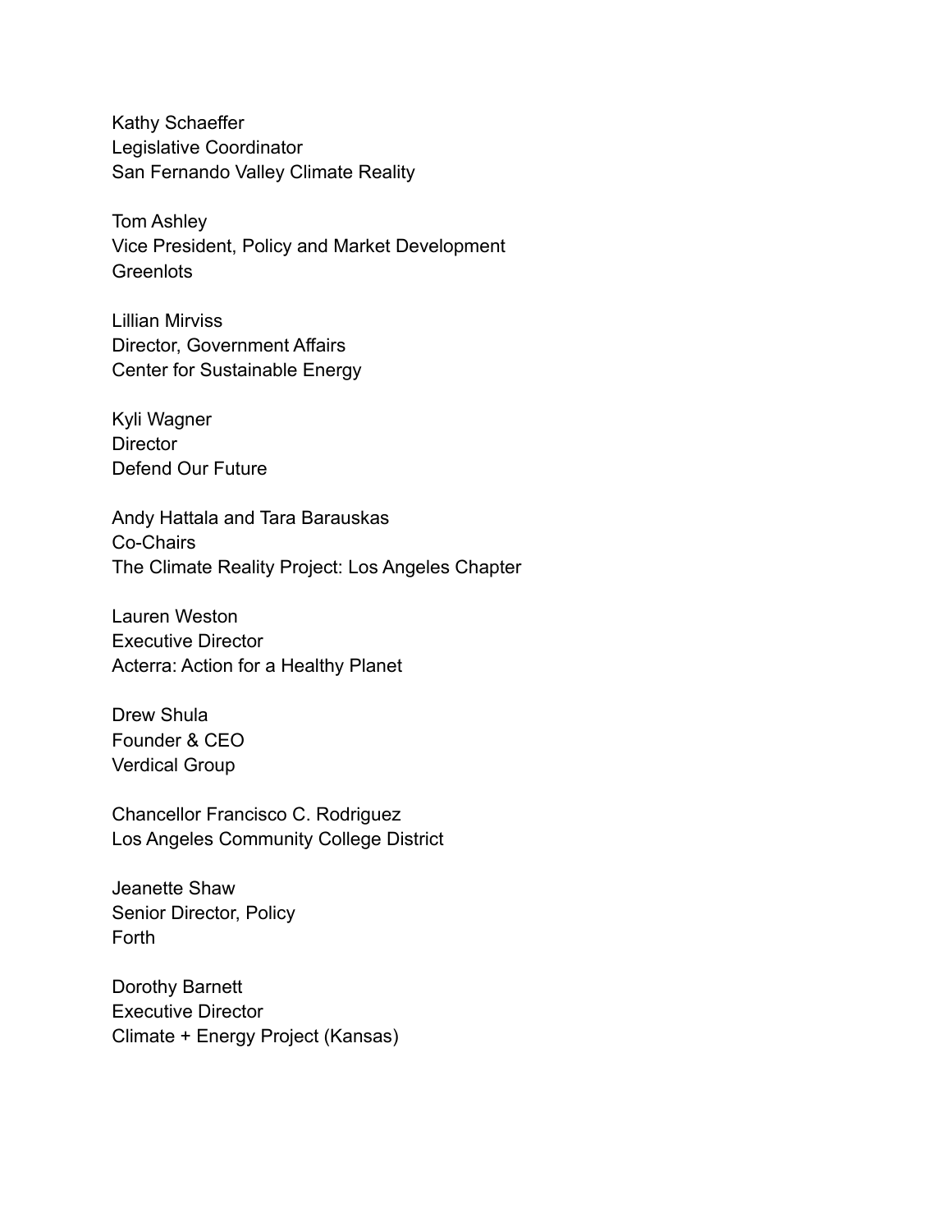Kathy Schaeffer
Legislative Coordinator
San Fernando Valley Climate Reality

Tom Ashley
Vice President, Policy and Market Development
Greenlots

Lillian Mirviss
Director, Government Affairs
Center for Sustainable Energy

Kyli Wagner
Director
Defend Our Future

Andy Hattala and Tara Barauskas
Co-Chairs
The Climate Reality Project: Los Angeles Chapter

Lauren Weston
Executive Director
Acterra: Action for a Healthy Planet

Drew Shula
Founder & CEO
Verdical Group

Chancellor Francisco C. Rodriguez
Los Angeles Community College District

Jeanette Shaw
Senior Director, Policy
Forth

Dorothy Barnett
Executive Director
Climate + Energy Project (Kansas)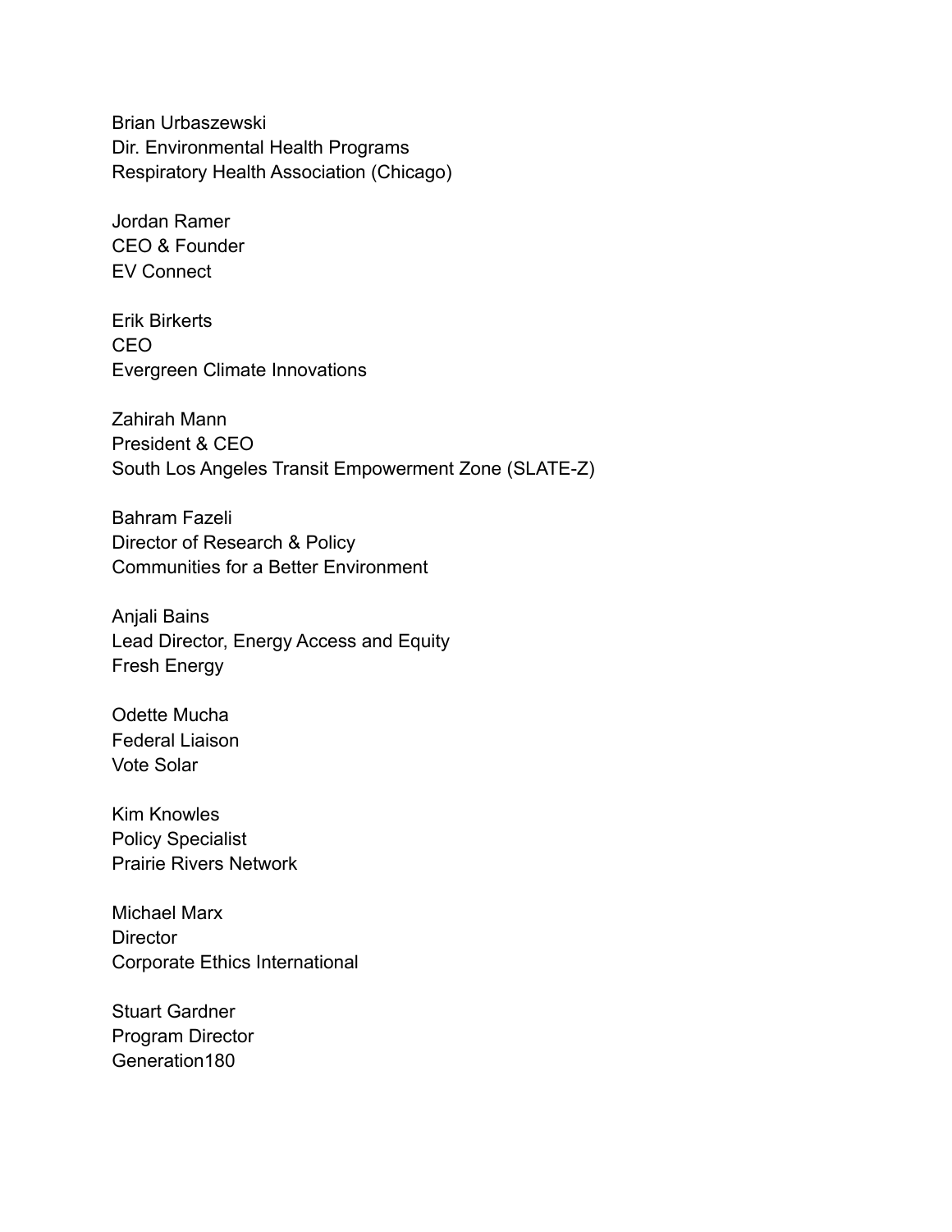Brian Urbaszewski
Dir. Environmental Health Programs
Respiratory Health Association (Chicago)

Jordan Ramer
CEO & Founder
EV Connect

Erik Birkerts
CEO
Evergreen Climate Innovations

Zahirah Mann
President & CEO
South Los Angeles Transit Empowerment Zone (SLATE-Z)

Bahram Fazeli
Director of Research & Policy
Communities for a Better Environment

Anjali Bains
Lead Director, Energy Access and Equity
Fresh Energy

Odette Mucha
Federal Liaison
Vote Solar

Kim Knowles
Policy Specialist
Prairie Rivers Network

Michael Marx
Director
Corporate Ethics International

Stuart Gardner
Program Director
Generation180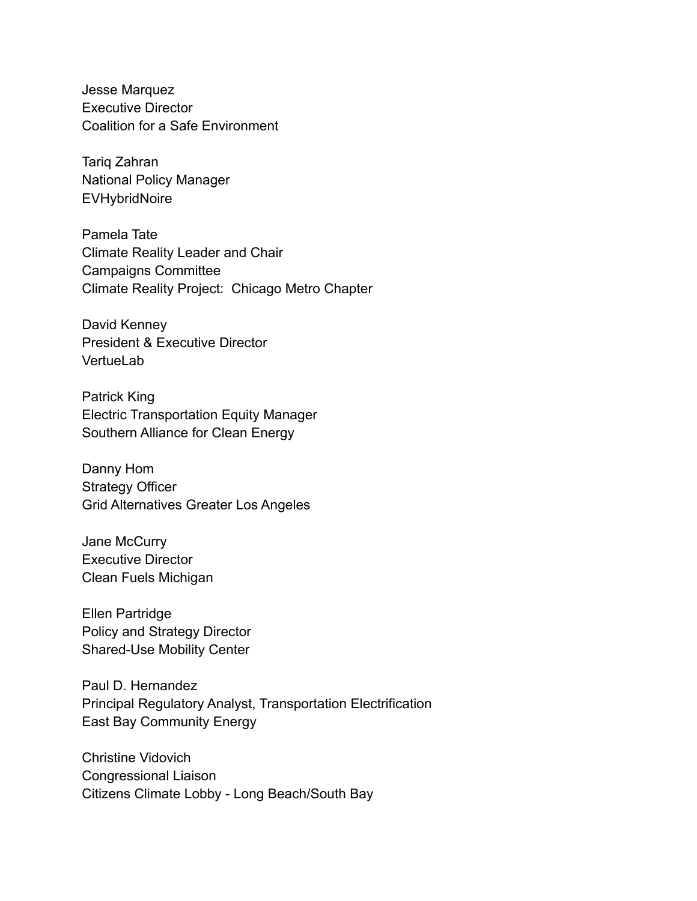Jesse Marquez
Executive Director
Coalition for a Safe Environment

Tariq Zahran
National Policy Manager
EVHybridNoire

Pamela Tate
Climate Reality Leader and Chair
Campaigns Committee
Climate Reality Project:  Chicago Metro Chapter

David Kenney
President & Executive Director
VertueLab

Patrick King
Electric Transportation Equity Manager
Southern Alliance for Clean Energy

Danny Hom
Strategy Officer
Grid Alternatives Greater Los Angeles

Jane McCurry
Executive Director
Clean Fuels Michigan

Ellen Partridge
Policy and Strategy Director
Shared-Use Mobility Center

Paul D. Hernandez
Principal Regulatory Analyst, Transportation Electrification
East Bay Community Energy

Christine Vidovich
Congressional Liaison
Citizens Climate Lobby - Long Beach/South Bay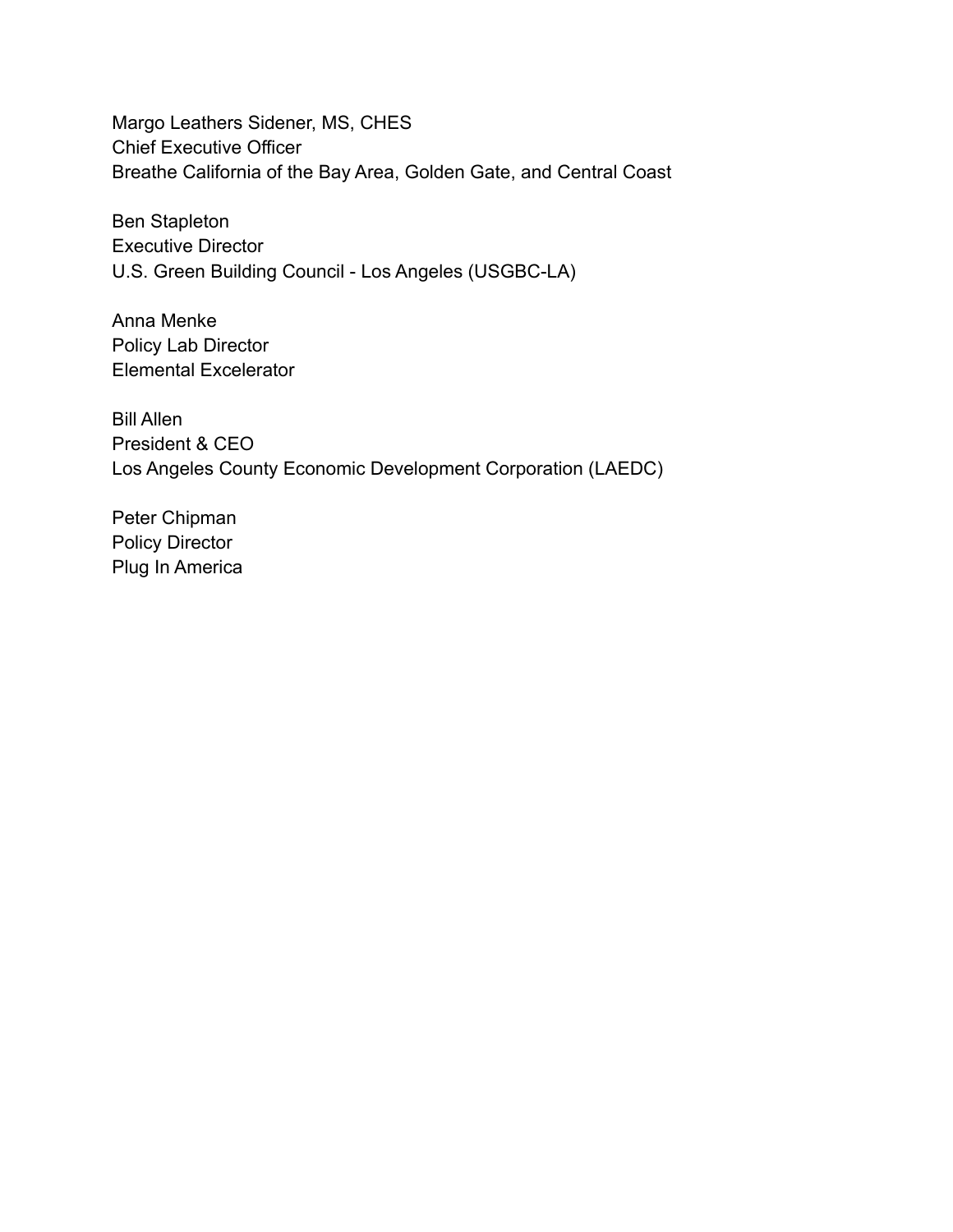Margo Leathers Sidener, MS, CHES
Chief Executive Officer
Breathe California of the Bay Area, Golden Gate, and Central Coast

Ben Stapleton
Executive Director
U.S. Green Building Council - Los Angeles (USGBC-LA)

Anna Menke
Policy Lab Director
Elemental Excelerator

Bill Allen
President & CEO
Los Angeles County Economic Development Corporation (LAEDC)

Peter Chipman
Policy Director
Plug In America